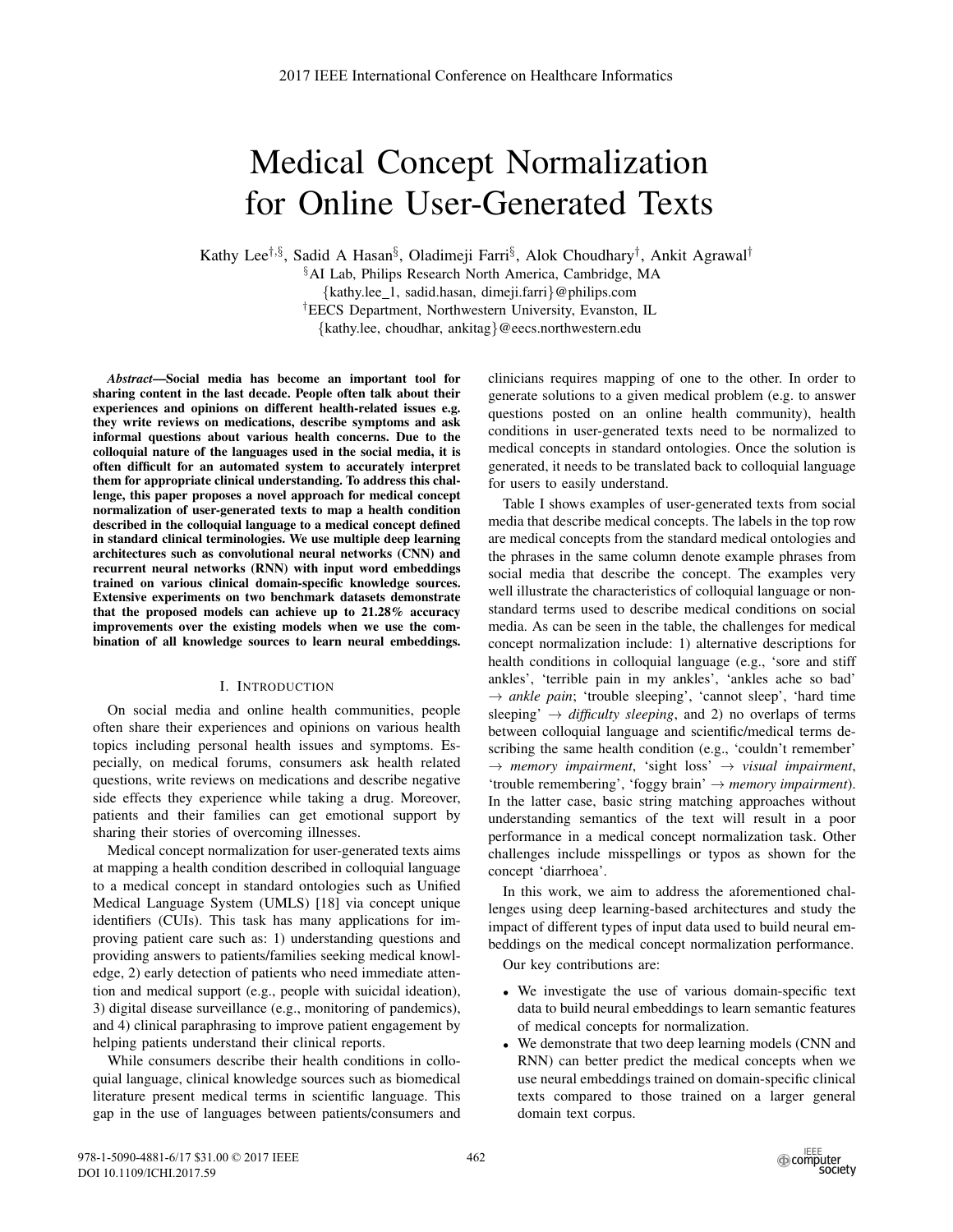# Medical Concept Normalization for Online User-Generated Texts

Kathy Lee[†,§], Sadid A Hasan[§], Oladimeji Farri[§], Alok Choudhary[†], Ankit Agrawal[†]

[§]AI Lab, Philips Research North America, Cambridge, MA

{kathy.lee_1, sadid.hasan, dimeji.farri}@philips.com

[†]EECS Department, Northwestern University, Evanston, IL

{kathy.lee, choudhar, ankitag}@eecs.northwestern.edu

***Abstract*—Social media has become an important tool for sharing content in the last decade. People often talk about their experiences and opinions on different health-related issues e.g. they write reviews on medications, describe symptoms and ask informal questions about various health concerns. Due to the colloquial nature of the languages used in the social media, it is often difficult for an automated system to accurately interpret them for appropriate clinical understanding. To address this challenge, this paper proposes a novel approach for medical concept normalization of user-generated texts to map a health condition described in the colloquial language to a medical concept defined in standard clinical terminologies. We use multiple deep learning architectures such as convolutional neural networks (CNN) and recurrent neural networks (RNN) with input word embeddings trained on various clinical domain-specific knowledge sources. Extensive experiments on two benchmark datasets demonstrate that the proposed models can achieve up to 21.28% accuracy improvements over the existing models when we use the combination of all knowledge sources to learn neural embeddings.**

## I. Introduction

On social media and online health communities, people often share their experiences and opinions on various health topics including personal health issues and symptoms. Especially, on medical forums, consumers ask health related questions, write reviews on medications and describe negative side effects they experience while taking a drug. Moreover, patients and their families can get emotional support by sharing their stories of overcoming illnesses.

Medical concept normalization for user-generated texts aims at mapping a health condition described in colloquial language to a medical concept in standard ontologies such as Unified Medical Language System (UMLS) [18] via concept unique identifiers (CUIs). This task has many applications for improving patient care such as: 1) understanding questions and providing answers to patients/families seeking medical knowledge, 2) early detection of patients who need immediate attention and medical support (e.g., people with suicidal ideation), 3) digital disease surveillance (e.g., monitoring of pandemics), and 4) clinical paraphrasing to improve patient engagement by helping patients understand their clinical reports.

While consumers describe their health conditions in colloquial language, clinical knowledge sources such as biomedical literature present medical terms in scientific language. This gap in the use of languages between patients/consumers and clinicians requires mapping of one to the other. In order to generate solutions to a given medical problem (e.g. to answer questions posted on an online health community), health conditions in user-generated texts need to be normalized to medical concepts in standard ontologies. Once the solution is generated, it needs to be translated back to colloquial language for users to easily understand.

Table I shows examples of user-generated texts from social media that describe medical concepts. The labels in the top row are medical concepts from the standard medical ontologies and the phrases in the same column denote example phrases from social media that describe the concept. The examples very well illustrate the characteristics of colloquial language or non-standard terms used to describe medical conditions on social media. As can be seen in the table, the challenges for medical concept normalization include: 1) alternative descriptions for health conditions in colloquial language (e.g., 'sore and stiff ankles', 'terrible pain in my ankles', 'ankles ache so bad' → *ankle pain*; 'trouble sleeping', 'cannot sleep', 'hard time sleeping' → *difficulty sleeping*, and 2) no overlaps of terms between colloquial language and scientific/medical terms describing the same health condition (e.g., 'couldn't remember' → *memory impairment*, 'sight loss' → *visual impairment*, 'trouble remembering', 'foggy brain' → *memory impairment*). In the latter case, basic string matching approaches without understanding semantics of the text will result in a poor performance in a medical concept normalization task. Other challenges include misspellings or typos as shown for the concept 'diarrhoea'.

In this work, we aim to address the aforementioned challenges using deep learning-based architectures and study the impact of different types of input data used to build neural embeddings on the medical concept normalization performance.

Our key contributions are:

- We investigate the use of various domain-specific text data to build neural embeddings to learn semantic features of medical concepts for normalization.
- We demonstrate that two deep learning models (CNN and RNN) can better predict the medical concepts when we use neural embeddings trained on domain-specific clinical texts compared to those trained on a larger general domain text corpus.

978-1-5090-4881-6/17 $31.00 © 2017 IEEE
DOI 10.1109/ICHI.2017.59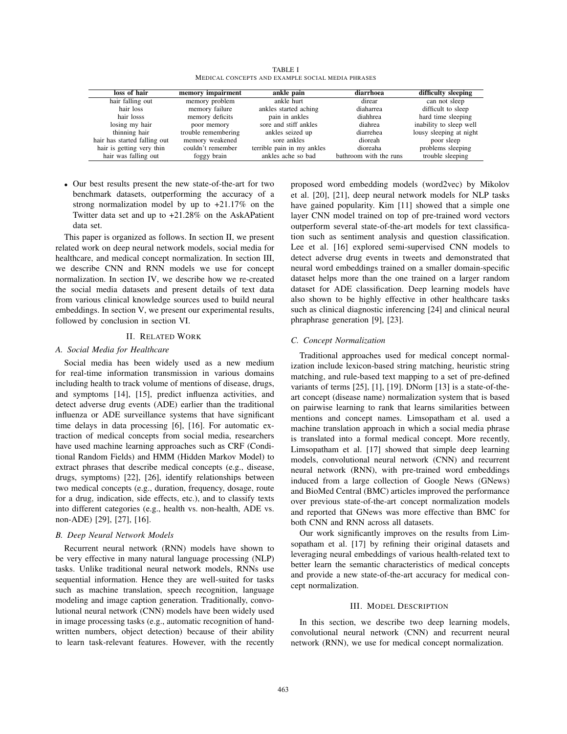TABLE I
MEDICAL CONCEPTS AND EXAMPLE SOCIAL MEDIA PHRASES

| loss of hair | memory impairment | ankle pain | diarrhoea | difficulty sleeping |
|---|---|---|---|---|
| hair falling out | memory problem | ankle hurt | direar | can not sleep |
| hair loss | memory failure | ankles started aching | diaharrea | difficult to sleep |
| hair losss | memory deficits | pain in ankles | diahhrea | hard time sleeping |
| losing my hair | poor memory | sore and stiff ankles | diahrea | inability to sleep well |
| thinning hair | trouble remembering | ankles seized up | diarrehea | lousy sleeping at night |
| hair has started falling out | memory weakened | sore ankles | dioreah | poor sleep |
| hair is getting very thin | couldn't remember | terrible pain in my ankles | dioreaha | problems sleeping |
| hair was falling out | foggy brain | ankles ache so bad | bathroom with the runs | trouble sleeping |

- Our best results present the new state-of-the-art for two benchmark datasets, outperforming the accuracy of a strong normalization model by up to +21.17% on the Twitter data set and up to +21.28% on the AskAPatient data set.

This paper is organized as follows. In section II, we present related work on deep neural network models, social media for healthcare, and medical concept normalization. In section III, we describe CNN and RNN models we use for concept normalization. In section IV, we describe how we re-created the social media datasets and present details of text data from various clinical knowledge sources used to build neural embeddings. In section V, we present our experimental results, followed by conclusion in section VI.

## II. Related Work

### A. Social Media for Healthcare

Social media has been widely used as a new medium for real-time information transmission in various domains including health to track volume of mentions of disease, drugs, and symptoms [14], [15], predict influenza activities, and detect adverse drug events (ADE) earlier than the traditional influenza or ADE surveillance systems that have significant time delays in data processing [6], [16]. For automatic extraction of medical concepts from social media, researchers have used machine learning approaches such as CRF (Conditional Random Fields) and HMM (Hidden Markov Model) to extract phrases that describe medical concepts (e.g., disease, drugs, symptoms) [22], [26], identify relationships between two medical concepts (e.g., duration, frequency, dosage, route for a drug, indication, side effects, etc.), and to classify texts into different categories (e.g., health vs. non-health, ADE vs. non-ADE) [29], [27], [16].

### B. Deep Neural Network Models

Recurrent neural network (RNN) models have shown to be very effective in many natural language processing (NLP) tasks. Unlike traditional neural network models, RNNs use sequential information. Hence they are well-suited for tasks such as machine translation, speech recognition, language modeling and image caption generation. Traditionally, convolutional neural network (CNN) models have been widely used in image processing tasks (e.g., automatic recognition of handwritten numbers, object detection) because of their ability to learn task-relevant features. However, with the recently proposed word embedding models (word2vec) by Mikolov et al. [20], [21], deep neural network models for NLP tasks have gained popularity. Kim [11] showed that a simple one layer CNN model trained on top of pre-trained word vectors outperform several state-of-the-art models for text classification such as sentiment analysis and question classification. Lee et al. [16] explored semi-supervised CNN models to detect adverse drug events in tweets and demonstrated that neural word embeddings trained on a smaller domain-specific dataset helps more than the one trained on a larger random dataset for ADE classification. Deep learning models have also shown to be highly effective in other healthcare tasks such as clinical diagnostic inferencing [24] and clinical neural phraphrase generation [9], [23].

### C. Concept Normalization

Traditional approaches used for medical concept normalization include lexicon-based string matching, heuristic string matching, and rule-based text mapping to a set of pre-defined variants of terms [25], [1], [19]. DNorm [13] is a state-of-the-art concept (disease name) normalization system that is based on pairwise learning to rank that learns similarities between mentions and concept names. Limsopatham et al. used a machine translation approach in which a social media phrase is translated into a formal medical concept. More recently, Limsopatham et al. [17] showed that simple deep learning models, convolutional neural network (CNN) and recurrent neural network (RNN), with pre-trained word embeddings induced from a large collection of Google News (GNews) and BioMed Central (BMC) articles improved the performance over previous state-of-the-art concept normalization models and reported that GNews was more effective than BMC for both CNN and RNN across all datasets.

Our work significantly improves on the results from Limsopatham et al. [17] by refining their original datasets and leveraging neural embeddings of various health-related text to better learn the semantic characteristics of medical concepts and provide a new state-of-the-art accuracy for medical concept normalization.

## III. Model Description

In this section, we describe two deep learning models, convolutional neural network (CNN) and recurrent neural network (RNN), we use for medical concept normalization.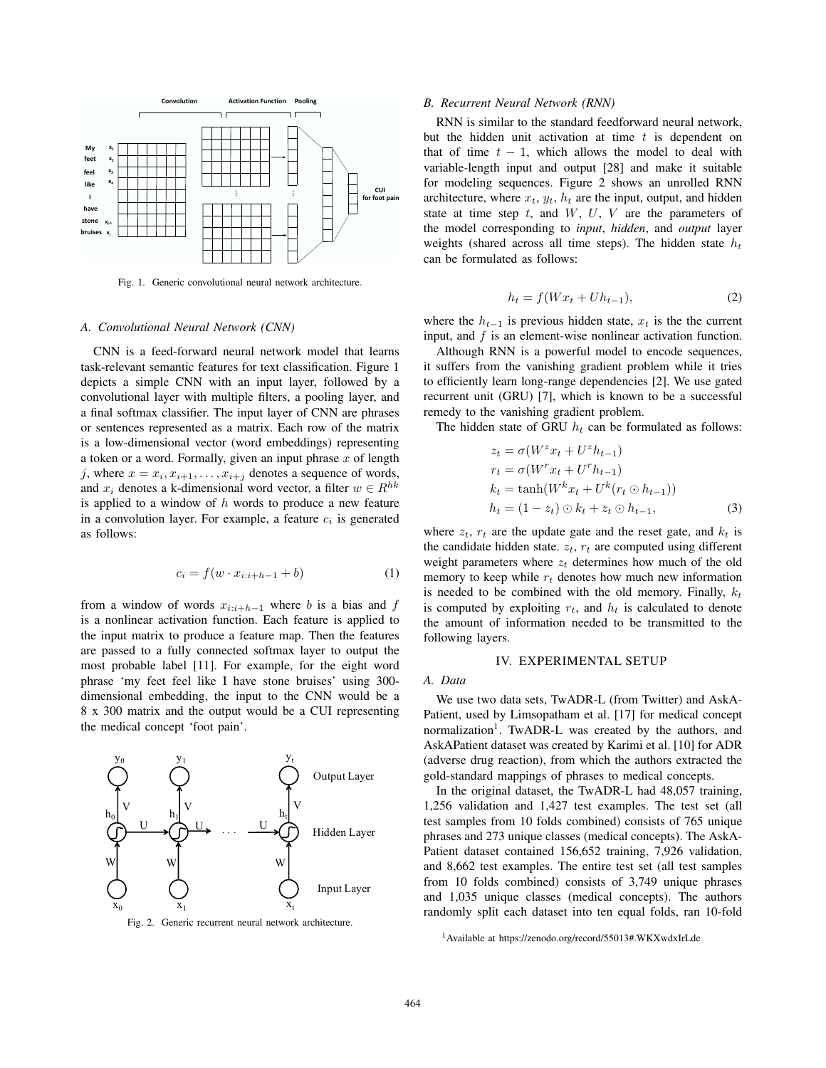Fig. 1. Generic convolutional neural network architecture.

### A. Convolutional Neural Network (CNN)

CNN is a feed-forward neural network model that learns task-relevant semantic features for text classification. Figure 1 depicts a simple CNN with an input layer, followed by a convolutional layer with multiple filters, a pooling layer, and a final softmax classifier. The input layer of CNN are phrases or sentences represented as a matrix. Each row of the matrix is a low-dimensional vector (word embeddings) representing a token or a word. Formally, given an input phrase $x$ of length $j$, where $x = x_i, x_{i+1}, \ldots, x_{i+j}$ denotes a sequence of words, and $x_i$ denotes a k-dimensional word vector, a filter $w \in R^{hk}$ is applied to a window of $h$ words to produce a new feature in a convolution layer. For example, a feature $c_i$ is generated as follows:

$$c_i = f(w \cdot x_{i:i+h-1} + b) \tag{1}$$

from a window of words $x_{i:i+h-1}$ where $b$ is a bias and $f$ is a nonlinear activation function. Each feature is applied to the input matrix to produce a feature map. Then the features are passed to a fully connected softmax layer to output the most probable label [11]. For example, for the eight word phrase 'my feet feel like I have stone bruises' using 300-dimensional embedding, the input to the CNN would be a 8 x 300 matrix and the output would be a CUI representing the medical concept 'foot pain'.

Fig. 2. Generic recurrent neural network architecture.

### B. Recurrent Neural Network (RNN)

RNN is similar to the standard feedforward neural network, but the hidden unit activation at time $t$ is dependent on that of time $t-1$, which allows the model to deal with variable-length input and output [28] and make it suitable for modeling sequences. Figure 2 shows an unrolled RNN architecture, where $x_t$, $y_t$, $h_t$ are the input, output, and hidden state at time step $t$, and $W$, $U$, $V$ are the parameters of the model corresponding to *input*, *hidden*, and *output* layer weights (shared across all time steps). The hidden state $h_t$ can be formulated as follows:

$$h_t = f(Wx_t + Uh_{t-1}), \tag{2}$$

where the $h_{t-1}$ is previous hidden state, $x_t$ is the the current input, and $f$ is an element-wise nonlinear activation function.

Although RNN is a powerful model to encode sequences, it suffers from the vanishing gradient problem while it tries to efficiently learn long-range dependencies [2]. We use gated recurrent unit (GRU) [7], which is known to be a successful remedy to the vanishing gradient problem.

The hidden state of GRU $h_t$ can be formulated as follows:

$$\begin{aligned}
z_t &= \sigma(W^z x_t + U^z h_{t-1}) \\
r_t &= \sigma(W^r x_t + U^r h_{t-1}) \\
k_t &= \tanh(W^k x_t + U^k (r_t \odot h_{t-1})) \\
h_t &= (1 - z_t) \odot k_t + z_t \odot h_{t-1},
\end{aligned} \tag{3}$$

where $z_t$, $r_t$ are the update gate and the reset gate, and $k_t$ is the candidate hidden state. $z_t$, $r_t$ are computed using different weight parameters where $z_t$ determines how much of the old memory to keep while $r_t$ denotes how much new information is needed to be combined with the old memory. Finally, $k_t$ is computed by exploiting $r_t$, and $h_t$ is calculated to denote the amount of information needed to be transmitted to the following layers.

## IV. EXPERIMENTAL SETUP

### A. Data

We use two data sets, TwADR-L (from Twitter) and AskA-Patient, used by Limsopatham et al. [17] for medical concept normalization[1]. TwADR-L was created by the authors, and AskAPatient dataset was created by Karimi et al. [10] for ADR (adverse drug reaction), from which the authors extracted the gold-standard mappings of phrases to medical concepts.

In the original dataset, the TwADR-L had 48,057 training, 1,256 validation and 1,427 test examples. The test set (all test samples from 10 folds combined) consists of 765 unique phrases and 273 unique classes (medical concepts). The AskA-Patient dataset contained 156,652 training, 7,926 validation, and 8,662 test examples. The entire test set (all test samples from 10 folds combined) consists of 3,749 unique phrases and 1,035 unique classes (medical concepts). The authors randomly split each dataset into ten equal folds, ran 10-fold

[1]Available at https://zenodo.org/record/55013#.WKXwdxIrLde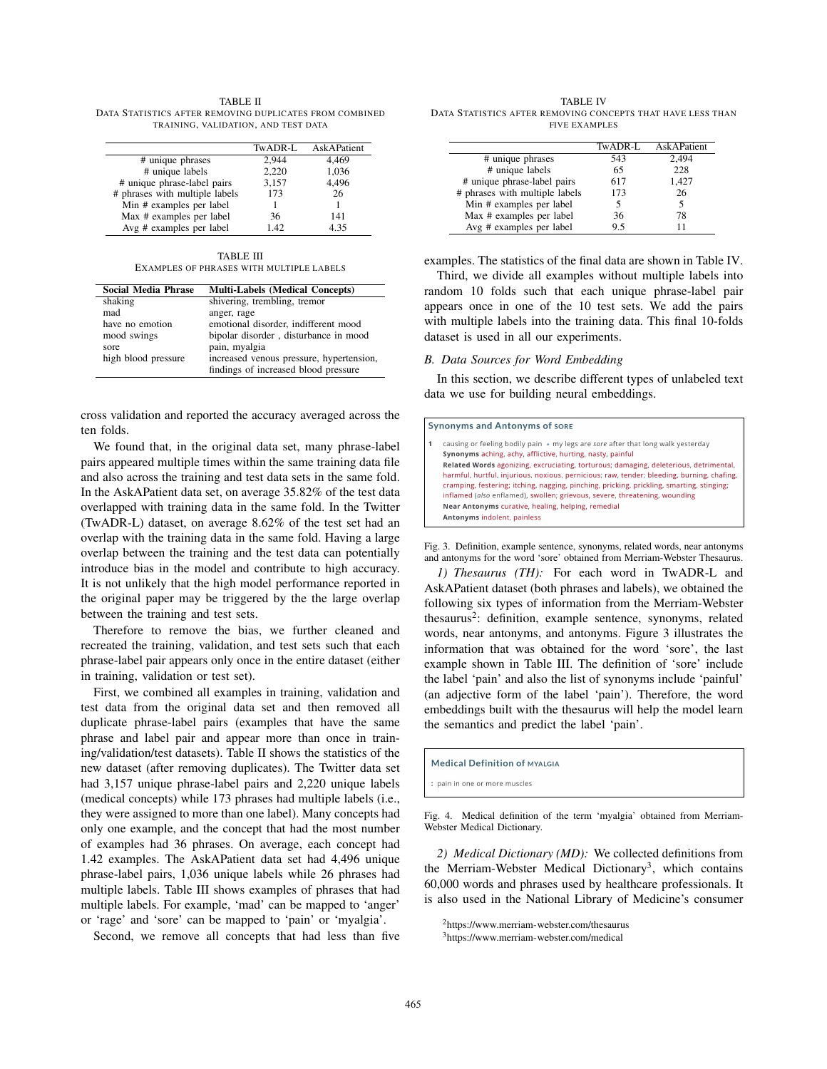TABLE II
DATA STATISTICS AFTER REMOVING DUPLICATES FROM COMBINED TRAINING, VALIDATION, AND TEST DATA

| | TwADR-L | AskAPatient |
|---|---|---|
| # unique phrases | 2,944 | 4,469 |
| # unique labels | 2,220 | 1,036 |
| # unique phrase-label pairs | 3,157 | 4,496 |
| # phrases with multiple labels | 173 | 26 |
| Min # examples per label | 1 | 1 |
| Max # examples per label | 36 | 141 |
| Avg # examples per label | 1.42 | 4.35 |

TABLE III
EXAMPLES OF PHRASES WITH MULTIPLE LABELS

| Social Media Phrase | Multi-Labels (Medical Concepts) |
|---|---|
| shaking | shivering, trembling, tremor |
| mad | anger, rage |
| have no emotion | emotional disorder, indifferent mood |
| mood swings | bipolar disorder , disturbance in mood |
| sore | pain, myalgia |
| high blood pressure | increased venous pressure, hypertension, findings of increased blood pressure |

cross validation and reported the accuracy averaged across the ten folds.

We found that, in the original data set, many phrase-label pairs appeared multiple times within the same training data file and also across the training and test data sets in the same fold. In the AskAPatient data set, on average 35.82% of the test data overlapped with training data in the same fold. In the Twitter (TwADR-L) dataset, on average 8.62% of the test set had an overlap with the training data in the same fold. Having a large overlap between the training and the test data can potentially introduce bias in the model and contribute to high accuracy. It is not unlikely that the high model performance reported in the original paper may be triggered by the the large overlap between the training and test sets.

Therefore to remove the bias, we further cleaned and recreated the training, validation, and test sets such that each phrase-label pair appears only once in the entire dataset (either in training, validation or test set).

First, we combined all examples in training, validation and test data from the original data set and then removed all duplicate phrase-label pairs (examples that have the same phrase and label pair and appear more than once in training/validation/test datasets). Table II shows the statistics of the new dataset (after removing duplicates). The Twitter data set had 3,157 unique phrase-label pairs and 2,220 unique labels (medical concepts) while 173 phrases had multiple labels (i.e., they were assigned to more than one label). Many concepts had only one example, and the concept that had the most number of examples had 36 phrases. On average, each concept had 1.42 examples. The AskAPatient data set had 4,496 unique phrase-label pairs, 1,036 unique labels while 26 phrases had multiple labels. Table III shows examples of phrases that had multiple labels. For example, 'mad' can be mapped to 'anger' or 'rage' and 'sore' can be mapped to 'pain' or 'myalgia'.

Second, we remove all concepts that had less than five examples. The statistics of the final data are shown in Table IV.

TABLE IV
DATA STATISTICS AFTER REMOVING CONCEPTS THAT HAVE LESS THAN FIVE EXAMPLES

| | TwADR-L | AskAPatient |
|---|---|---|
| # unique phrases | 543 | 2,494 |
| # unique labels | 65 | 228 |
| # unique phrase-label pairs | 617 | 1,427 |
| # phrases with multiple labels | 173 | 26 |
| Min # examples per label | 5 | 5 |
| Max # examples per label | 36 | 78 |
| Avg # examples per label | 9.5 | 11 |

Third, we divide all examples without multiple labels into random 10 folds such that each unique phrase-label pair appears once in one of the 10 test sets. We add the pairs with multiple labels into the training data. This final 10-folds dataset is used in all our experiments.

## B. Data Sources for Word Embedding

In this section, we describe different types of unlabeled text data we use for building neural embeddings.

**Synonyms and Antonyms of SORE**

1 causing or feeling bodily pain • my legs are *sore* after that long walk yesterday
**Synonyms** aching, achy, afflictive, hurting, nasty, painful
**Related Words** agonizing, excruciating, torturous; damaging, deleterious, detrimental, harmful, hurtful, injurious, noxious, pernicious; raw, tender; bleeding, burning, chafing, cramping, festering; itching, nagging, pinching, pricking, prickling, smarting, stinging; inflamed (*also* enflamed), swollen; grievous, severe, threatening, wounding
**Near Antonyms** curative, healing, helping, remedial
**Antonyms** indolent, painless

Fig. 3. Definition, example sentence, synonyms, related words, near antonyms and antonyms for the word 'sore' obtained from Merriam-Webster Thesaurus.

*1) Thesaurus (TH):* For each word in TwADR-L and AskAPatient dataset (both phrases and labels), we obtained the following six types of information from the Merriam-Webster thesaurus[2]: definition, example sentence, synonyms, related words, near antonyms, and antonyms. Figure 3 illustrates the information that was obtained for the word 'sore', the last example shown in Table III. The definition of 'sore' include the label 'pain' and also the list of synonyms include 'painful' (an adjective form of the label 'pain'). Therefore, the word embeddings built with the thesaurus will help the model learn the semantics and predict the label 'pain'.

**Medical Definition of MYALGIA**

: pain in one or more muscles

Fig. 4. Medical definition of the term 'myalgia' obtained from Merriam-Webster Medical Dictionary.

*2) Medical Dictionary (MD):* We collected definitions from the Merriam-Webster Medical Dictionary[3], which contains 60,000 words and phrases used by healthcare professionals. It is also used in the National Library of Medicine's consumer

[2]https://www.merriam-webster.com/thesaurus
[3]https://www.merriam-webster.com/medical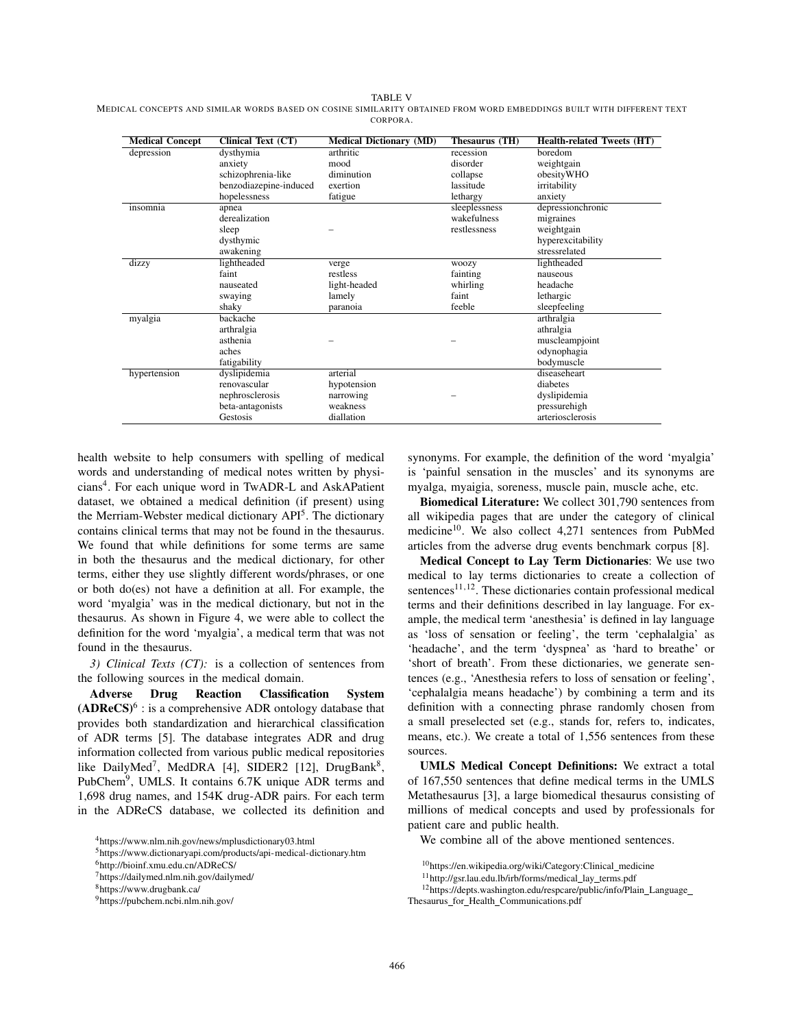TABLE V
MEDICAL CONCEPTS AND SIMILAR WORDS BASED ON COSINE SIMILARITY OBTAINED FROM WORD EMBEDDINGS BUILT WITH DIFFERENT TEXT CORPORA.

| Medical Concept | Clinical Text (CT) | Medical Dictionary (MD) | Thesaurus (TH) | Health-related Tweets (HT) |
|---|---|---|---|---|
| depression | dysthymia | arthritic | recession | boredom |
| | anxiety | mood | disorder | weightgain |
| | schizophrenia-like | diminution | collapse | obesityWHO |
| | benzodiazepine-induced | exertion | lassitude | irritability |
| | hopelessness | fatigue | lethargy | anxiety |
| insomnia | apnea | – | sleeplessness | depressionchronic |
| | derealization | | wakefulness | migraines |
| | sleep | | restlessness | weightgain |
| | dysthymic | | | hyperexcitability |
| | awakening | | | stressrelated |
| dizzy | lightheaded | verge | woozy | lightheaded |
| | faint | restless | fainting | nauseous |
| | nauseated | light-headed | whirling | headache |
| | swaying | lamely | faint | lethargic |
| | shaky | paranoia | feeble | sleepfeeling |
| myalgia | backache | – | – | arthralgia |
| | arthralgia | | | athralgia |
| | asthenia | | | muscleampjoint |
| | aches | | | odynophagia |
| | fatigability | | | bodymuscle |
| hypertension | dyslipidemia | arterial | – | diseaseheart |
| | renovascular | hypotension | | diabetes |
| | nephrosclerosis | narrowing | | dyslipidemia |
| | beta-antagonists | weakness | | pressurehigh |
| | Gestosis | diallation | | arteriosclerosis |

health website to help consumers with spelling of medical words and understanding of medical notes written by physicians[4]. For each unique word in TwADR-L and AskAPatient dataset, we obtained a medical definition (if present) using the Merriam-Webster medical dictionary API[5]. The dictionary contains clinical terms that may not be found in the thesaurus. We found that while definitions for some terms are same in both the thesaurus and the medical dictionary, for other terms, either they use slightly different words/phrases, or one or both do(es) not have a definition at all. For example, the word 'myalgia' was in the medical dictionary, but not in the thesaurus. As shown in Figure 4, we were able to collect the definition for the word 'myalgia', a medical term that was not found in the thesaurus.

*3) Clinical Texts (CT):* is a collection of sentences from the following sources in the medical domain.

**Adverse Drug Reaction Classification System (ADReCS)**[6] : is a comprehensive ADR ontology database that provides both standardization and hierarchical classification of ADR terms [5]. The database integrates ADR and drug information collected from various public medical repositories like DailyMed[7], MedDRA [4], SIDER2 [12], DrugBank[8], PubChem[9], UMLS. It contains 6.7K unique ADR terms and 1,698 drug names, and 154K drug-ADR pairs. For each term in the ADReCS database, we collected its definition and synonyms. For example, the definition of the word 'myalgia' is 'painful sensation in the muscles' and its synonyms are myalga, myaigia, soreness, muscle pain, muscle ache, etc.

**Biomedical Literature:** We collect 301,790 sentences from all wikipedia pages that are under the category of clinical medicine[10]. We also collect 4,271 sentences from PubMed articles from the adverse drug events benchmark corpus [8].

**Medical Concept to Lay Term Dictionaries**: We use two medical to lay terms dictionaries to create a collection of sentences[11,12]. These dictionaries contain professional medical terms and their definitions described in lay language. For example, the medical term 'anesthesia' is defined in lay language as 'loss of sensation or feeling', the term 'cephalalgia' as 'headache', and the term 'dyspnea' as 'hard to breathe' or 'short of breath'. From these dictionaries, we generate sentences (e.g., 'Anesthesia refers to loss of sensation or feeling', 'cephalalgia means headache') by combining a term and its definition with a connecting phrase randomly chosen from a small preselected set (e.g., stands for, refers to, indicates, means, etc.). We create a total of 1,556 sentences from these sources.

**UMLS Medical Concept Definitions:** We extract a total of 167,550 sentences that define medical terms in the UMLS Metathesaurus [3], a large biomedical thesaurus consisting of millions of medical concepts and used by professionals for patient care and public health.

We combine all of the above mentioned sentences.

[4]https://www.nlm.nih.gov/news/mplusdictionary03.html
[5]https://www.dictionaryapi.com/products/api-medical-dictionary.htm
[6]http://bioinf.xmu.edu.cn/ADReCS/
[7]https://dailymed.nlm.nih.gov/dailymed/
[8]https://www.drugbank.ca/
[9]https://pubchem.ncbi.nlm.nih.gov/
[10]https://en.wikipedia.org/wiki/Category:Clinical_medicine
[11]http://gsr.lau.edu.lb/irb/forms/medical_lay_terms.pdf
[12]https://depts.washington.edu/respcare/public/info/Plain_Language_Thesaurus_for_Health_Communications.pdf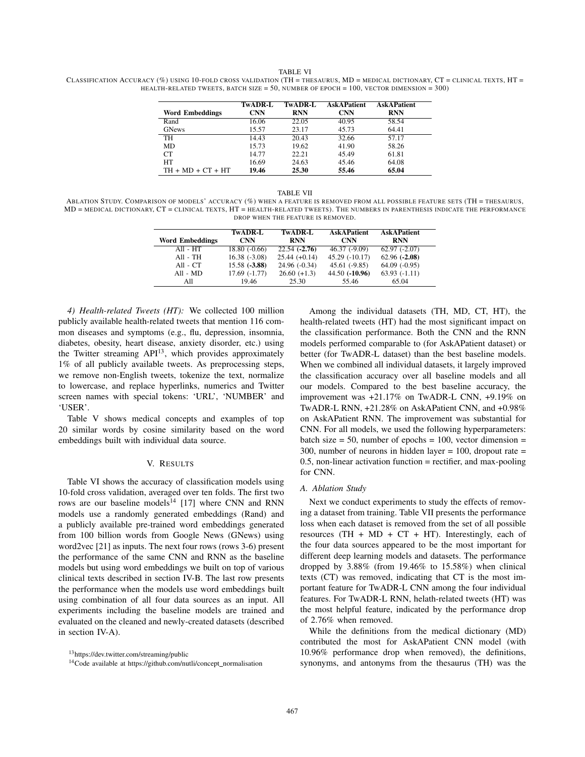TABLE VI

Classification Accuracy (%) using 10-fold cross validation (TH = thesaurus, MD = medical dictionary, CT = clinical texts, HT = health-related tweets, batch size = 50, number of epoch = 100, vector dimension = 300)

| Word Embeddings | TwADR-L CNN | TwADR-L RNN | AskAPatient CNN | AskAPatient RNN |
|---|---|---|---|---|
| Rand | 16.06 | 22.05 | 40.95 | 58.54 |
| GNews | 15.57 | 23.17 | 45.73 | 64.41 |
| TH | 14.43 | 20.43 | 32.66 | 57.17 |
| MD | 15.73 | 19.62 | 41.90 | 58.26 |
| CT | 14.77 | 22.21 | 45.49 | 61.81 |
| HT | 16.69 | 24.63 | 45.46 | 64.08 |
| TH + MD + CT + HT | **19.46** | **25.30** | **55.46** | **65.04** |

TABLE VII

Ablation Study. Comparison of models' accuracy (%) when a feature is removed from all possible feature sets (TH = thesaurus, MD = medical dictionary, CT = clinical texts, HT = health-related tweets). The numbers in parenthesis indicate the performance drop when the feature is removed.

| Word Embeddings | TwADR-L CNN | TwADR-L RNN | AskAPatient CNN | AskAPatient RNN |
|---|---|---|---|---|
| All - HT | 18.80 (-0.66) | 22.54 **(-2.76)** | 46.37 (-9.09) | 62.97 (-2.07) |
| All - TH | 16.38 (-3.08) | 25.44 (+0.14) | 45.29 (-10.17) | 62.96 **(-2.08)** |
| All - CT | 15.58 **(-3.88)** | 24.96 (-0.34) | 45.61 (-9.85) | 64.09 (-0.95) |
| All - MD | 17.69 (-1.77) | 26.60 (+1.3) | 44.50 **(-10.96)** | 63.93 (-1.11) |
| All | 19.46 | 25.30 | 55.46 | 65.04 |

*4) Health-related Tweets (HT):* We collected 100 million publicly available health-related tweets that mention 116 common diseases and symptoms (e.g., flu, depression, insomnia, diabetes, obesity, heart disease, anxiety disorder, etc.) using the Twitter streaming API[13], which provides approximately 1% of all publicly available tweets. As preprocessing steps, we remove non-English tweets, tokenize the text, normalize to lowercase, and replace hyperlinks, numerics and Twitter screen names with special tokens: 'URL', 'NUMBER' and 'USER'.

Table V shows medical concepts and examples of top 20 similar words by cosine similarity based on the word embeddings built with individual data source.

## V. Results

Table VI shows the accuracy of classification models using 10-fold cross validation, averaged over ten folds. The first two rows are our baseline models[14] [17] where CNN and RNN models use a randomly generated embeddings (Rand) and a publicly available pre-trained word embeddings generated from 100 billion words from Google News (GNews) using word2vec [21] as inputs. The next four rows (rows 3-6) present the performance of the same CNN and RNN as the baseline models but using word embeddings we built on top of various clinical texts described in section IV-B. The last row presents the performance when the models use word embeddings built using combination of all four data sources as an input. All experiments including the baseline models are trained and evaluated on the cleaned and newly-created datasets (described in section IV-A).

[13]https://dev.twitter.com/streaming/public

[14]Code available at https://github.com/nutli/concept_normalisation

Among the individual datasets (TH, MD, CT, HT), the health-related tweets (HT) had the most significant impact on the classification performance. Both the CNN and the RNN models performed comparable to (for AskAPatient dataset) or better (for TwADR-L dataset) than the best baseline models. When we combined all individual datasets, it largely improved the classification accuracy over all baseline models and all our models. Compared to the best baseline accuracy, the improvement was +21.17% on TwADR-L CNN, +9.19% on TwADR-L RNN, +21.28% on AskAPatient CNN, and +0.98% on AskAPatient RNN. The improvement was substantial for CNN. For all models, we used the following hyperparameters: batch size = 50, number of epochs = 100, vector dimension = 300, number of neurons in hidden layer = 100, dropout rate = 0.5, non-linear activation function = rectifier, and max-pooling for CNN.

### A. Ablation Study

Next we conduct experiments to study the effects of removing a dataset from training. Table VII presents the performance loss when each dataset is removed from the set of all possible resources (TH + MD + CT + HT). Interestingly, each of the four data sources appeared to be the most important for different deep learning models and datasets. The performance dropped by 3.88% (from 19.46% to 15.58%) when clinical texts (CT) was removed, indicating that CT is the most important feature for TwADR-L CNN among the four individual features. For TwADR-L RNN, helath-related tweets (HT) was the most helpful feature, indicated by the performance drop of 2.76% when removed.

While the definitions from the medical dictionary (MD) contributed the most for AskAPatient CNN model (with 10.96% performance drop when removed), the definitions, synonyms, and antonyms from the thesaurus (TH) was the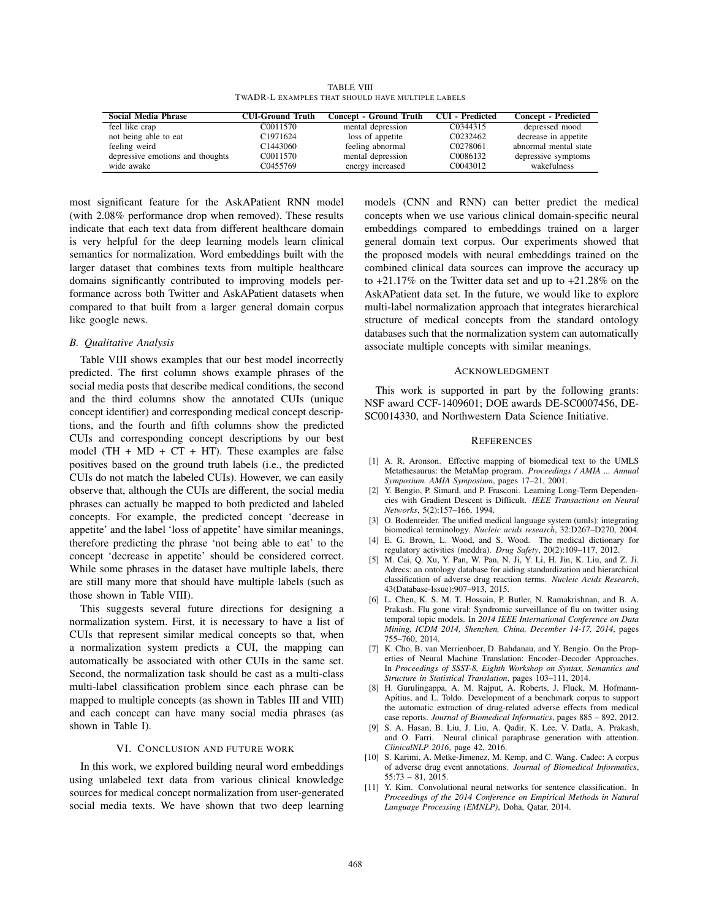TABLE VIII
TwADR-L examples that should have multiple labels

| Social Media Phrase | CUI-Ground Truth | Concept - Ground Truth | CUI - Predicted | Concept - Predicted |
|---|---|---|---|---|
| feel like crap | C0011570 | mental depression | C0344315 | depressed mood |
| not being able to eat | C1971624 | loss of appetite | C0232462 | decrease in appetite |
| feeling weird | C1443060 | feeling abnormal | C0278061 | abnormal mental state |
| depressive emotions and thoughts | C0011570 | mental depression | C0086132 | depressive symptoms |
| wide awake | C0455769 | energy increased | C0043012 | wakefulness |

most significant feature for the AskAPatient RNN model (with 2.08% performance drop when removed). These results indicate that each text data from different healthcare domain is very helpful for the deep learning models learn clinical semantics for normalization. Word embeddings built with the larger dataset that combines texts from multiple healthcare domains significantly contributed to improving models performance across both Twitter and AskAPatient datasets when compared to that built from a larger general domain corpus like google news.

### B. Qualitative Analysis

Table VIII shows examples that our best model incorrectly predicted. The first column shows example phrases of the social media posts that describe medical conditions, the second and the third columns show the annotated CUIs (unique concept identifier) and corresponding medical concept descriptions, and the fourth and fifth columns show the predicted CUIs and corresponding concept descriptions by our best model (TH + MD + CT + HT). These examples are false positives based on the ground truth labels (i.e., the predicted CUIs do not match the labeled CUIs). However, we can easily observe that, although the CUIs are different, the social media phrases can actually be mapped to both predicted and labeled concepts. For example, the predicted concept 'decrease in appetite' and the label 'loss of appetite' have similar meanings, therefore predicting the phrase 'not being able to eat' to the concept 'decrease in appetite' should be considered correct. While some phrases in the dataset have multiple labels, there are still many more that should have multiple labels (such as those shown in Table VIII).

This suggests several future directions for designing a normalization system. First, it is necessary to have a list of CUIs that represent similar medical concepts so that, when a normalization system predicts a CUI, the mapping can automatically be associated with other CUIs in the same set. Second, the normalization task should be cast as a multi-class multi-label classification problem since each phrase can be mapped to multiple concepts (as shown in Tables III and VIII) and each concept can have many social media phrases (as shown in Table I).

## VI. Conclusion and Future Work

In this work, we explored building neural word embeddings using unlabeled text data from various clinical knowledge sources for medical concept normalization from user-generated social media texts. We have shown that two deep learning models (CNN and RNN) can better predict the medical concepts when we use various clinical domain-specific neural embeddings compared to embeddings trained on a larger general domain text corpus. Our experiments showed that the proposed models with neural embeddings trained on the combined clinical data sources can improve the accuracy up to +21.17% on the Twitter data set and up to +21.28% on the AskAPatient data set. In the future, we would like to explore multi-label normalization approach that integrates hierarchical structure of medical concepts from the standard ontology databases such that the normalization system can automatically associate multiple concepts with similar meanings.

## Acknowledgment

This work is supported in part by the following grants: NSF award CCF-1409601; DOE awards DE-SC0007456, DE-SC0014330, and Northwestern Data Science Initiative.

## References

[1] A. R. Aronson. Effective mapping of biomedical text to the UMLS Metathesaurus: the MetaMap program. *Proceedings / AMIA ... Annual Symposium. AMIA Symposium*, pages 17–21, 2001.

[2] Y. Bengio, P. Simard, and P. Frasconi. Learning Long-Term Dependencies with Gradient Descent is Difficult. *IEEE Transactions on Neural Networks*, 5(2):157–166, 1994.

[3] O. Bodenreider. The unified medical language system (umls): integrating biomedical terminology. *Nucleic acids research*, 32:D267–D270, 2004.

[4] E. G. Brown, L. Wood, and S. Wood. The medical dictionary for regulatory activities (meddra). *Drug Safety*, 20(2):109–117, 2012.

[5] M. Cai, Q. Xu, Y. Pan, W. Pan, N. Ji, Y. Li, H. Jin, K. Liu, and Z. Ji. Adrecs: an ontology database for aiding standardization and hierarchical classification of adverse drug reaction terms. *Nucleic Acids Research*, 43(Database-Issue):907–913, 2015.

[6] L. Chen, K. S. M. T. Hossain, P. Butler, N. Ramakrishnan, and B. A. Prakash. Flu gone viral: Syndromic surveillance of flu on twitter using temporal topic models. In *2014 IEEE International Conference on Data Mining, ICDM 2014, Shenzhen, China, December 14-17, 2014*, pages 755–760, 2014.

[7] K. Cho, B. van Merrienboer, D. Bahdanau, and Y. Bengio. On the Properties of Neural Machine Translation: Encoder–Decoder Approaches. In *Proceedings of SSST-8, Eighth Workshop on Syntax, Semantics and Structure in Statistical Translation*, pages 103–111, 2014.

[8] H. Gurulingappa, A. M. Rajput, A. Roberts, J. Fluck, M. Hofmann-Apitius, and L. Toldo. Development of a benchmark corpus to support the automatic extraction of drug-related adverse effects from medical case reports. *Journal of Biomedical Informatics*, pages 885 – 892, 2012.

[9] S. A. Hasan, B. Liu, J. Liu, A. Qadir, K. Lee, V. Datla, A. Prakash, and O. Farri. Neural clinical paraphrase generation with attention. *ClinicalNLP 2016*, page 42, 2016.

[10] S. Karimi, A. Metke-Jimenez, M. Kemp, and C. Wang. Cadec: A corpus of adverse drug event annotations. *Journal of Biomedical Informatics*, 55:73 – 81, 2015.

[11] Y. Kim. Convolutional neural networks for sentence classification. In *Proceedings of the 2014 Conference on Empirical Methods in Natural Language Processing (EMNLP)*, Doha, Qatar, 2014.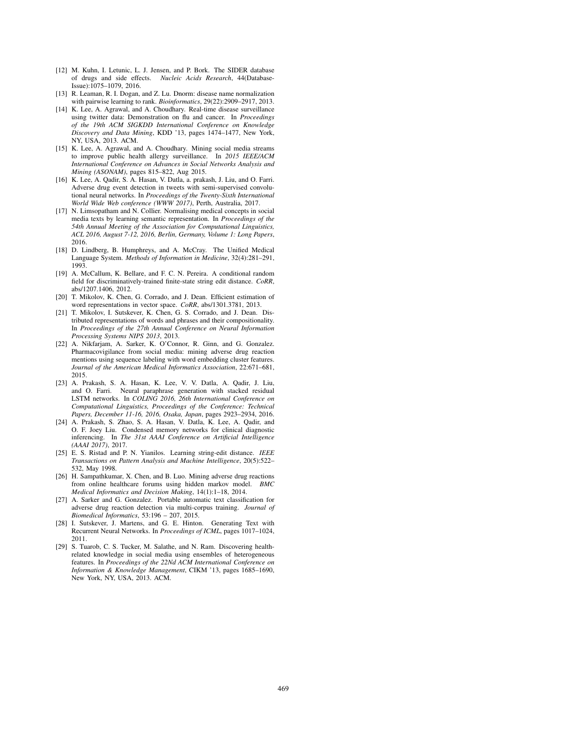[12] M. Kuhn, I. Letunic, L. J. Jensen, and P. Bork. The SIDER database of drugs and side effects. *Nucleic Acids Research*, 44(Database-Issue):1075–1079, 2016.

[13] R. Leaman, R. I. Dogan, and Z. Lu. Dnorm: disease name normalization with pairwise learning to rank. *Bioinformatics*, 29(22):2909–2917, 2013.

[14] K. Lee, A. Agrawal, and A. Choudhary. Real-time disease surveillance using twitter data: Demonstration on flu and cancer. In *Proceedings of the 19th ACM SIGKDD International Conference on Knowledge Discovery and Data Mining*, KDD '13, pages 1474–1477, New York, NY, USA, 2013. ACM.

[15] K. Lee, A. Agrawal, and A. Choudhary. Mining social media streams to improve public health allergy surveillance. In *2015 IEEE/ACM International Conference on Advances in Social Networks Analysis and Mining (ASONAM)*, pages 815–822, Aug 2015.

[16] K. Lee, A. Qadir, S. A. Hasan, V. Datla, a. prakash, J. Liu, and O. Farri. Adverse drug event detection in tweets with semi-supervised convolutional neural networks. In *Proceedings of the Twenty-Sixth International World Wide Web conference (WWW 2017)*, Perth, Australia, 2017.

[17] N. Limsopatham and N. Collier. Normalising medical concepts in social media texts by learning semantic representation. In *Proceedings of the 54th Annual Meeting of the Association for Computational Linguistics, ACL 2016, August 7-12, 2016, Berlin, Germany, Volume 1: Long Papers*, 2016.

[18] D. Lindberg, B. Humphreys, and A. McCray. The Unified Medical Language System. *Methods of Information in Medicine*, 32(4):281–291, 1993.

[19] A. McCallum, K. Bellare, and F. C. N. Pereira. A conditional random field for discriminatively-trained finite-state string edit distance. *CoRR*, abs/1207.1406, 2012.

[20] T. Mikolov, K. Chen, G. Corrado, and J. Dean. Efficient estimation of word representations in vector space. *CoRR*, abs/1301.3781, 2013.

[21] T. Mikolov, I. Sutskever, K. Chen, G. S. Corrado, and J. Dean. Distributed representations of words and phrases and their compositionality. In *Proceedings of the 27th Annual Conference on Neural Information Processing Systems NIPS 2013*, 2013.

[22] A. Nikfarjam, A. Sarker, K. O'Connor, R. Ginn, and G. Gonzalez. Pharmacovigilance from social media: mining adverse drug reaction mentions using sequence labeling with word embedding cluster features. *Journal of the American Medical Informatics Association*, 22:671–681, 2015.

[23] A. Prakash, S. A. Hasan, K. Lee, V. V. Datla, A. Qadir, J. Liu, and O. Farri. Neural paraphrase generation with stacked residual LSTM networks. In *COLING 2016, 26th International Conference on Computational Linguistics, Proceedings of the Conference: Technical Papers, December 11-16, 2016, Osaka, Japan*, pages 2923–2934, 2016.

[24] A. Prakash, S. Zhao, S. A. Hasan, V. Datla, K. Lee, A. Qadir, and O. F. Joey Liu. Condensed memory networks for clinical diagnostic inferencing. In *The 31st AAAI Conference on Artificial Intelligence (AAAI 2017)*, 2017.

[25] E. S. Ristad and P. N. Yianilos. Learning string-edit distance. *IEEE Transactions on Pattern Analysis and Machine Intelligence*, 20(5):522–532, May 1998.

[26] H. Sampathkumar, X. Chen, and B. Luo. Mining adverse drug reactions from online healthcare forums using hidden markov model. *BMC Medical Informatics and Decision Making*, 14(1):1–18, 2014.

[27] A. Sarker and G. Gonzalez. Portable automatic text classification for adverse drug reaction detection via multi-corpus training. *Journal of Biomedical Informatics*, 53:196 – 207, 2015.

[28] I. Sutskever, J. Martens, and G. E. Hinton. Generating Text with Recurrent Neural Networks. In *Proceedings of ICML*, pages 1017–1024, 2011.

[29] S. Tuarob, C. S. Tucker, M. Salathe, and N. Ram. Discovering health-related knowledge in social media using ensembles of heterogeneous features. In *Proceedings of the 22Nd ACM International Conference on Information & Knowledge Management*, CIKM '13, pages 1685–1690, New York, NY, USA, 2013. ACM.